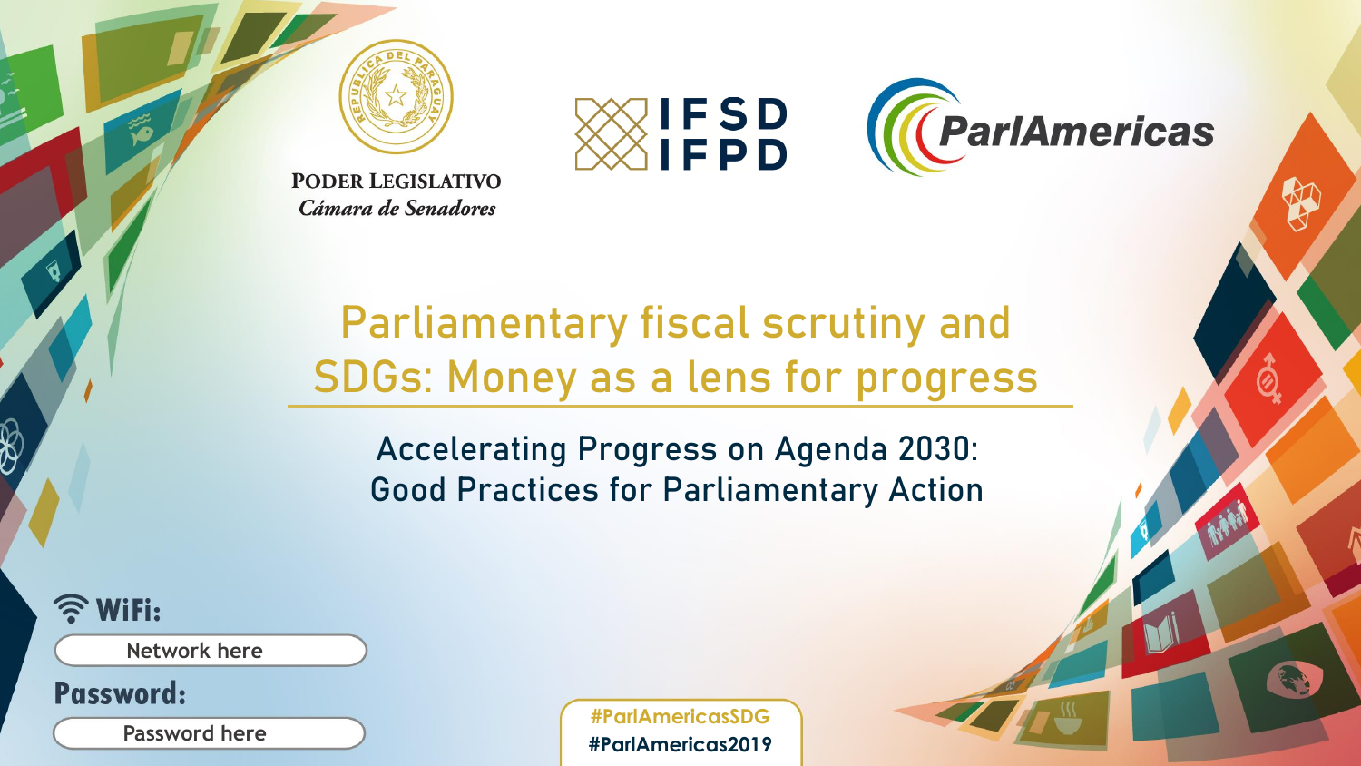PODER LEGISLATIVO
*Cámara de Senadores*

IFSD IFPD

ParlAmericas

# Parliamentary fiscal scrutiny and SDGs: Money as a lens for progress

## Accelerating Progress on Agenda 2030: Good Practices for Parliamentary Action

**WiFi:**

Network here

**Password:**

Password here

**#ParlAmericasSDG**
**#ParlAmericas2019**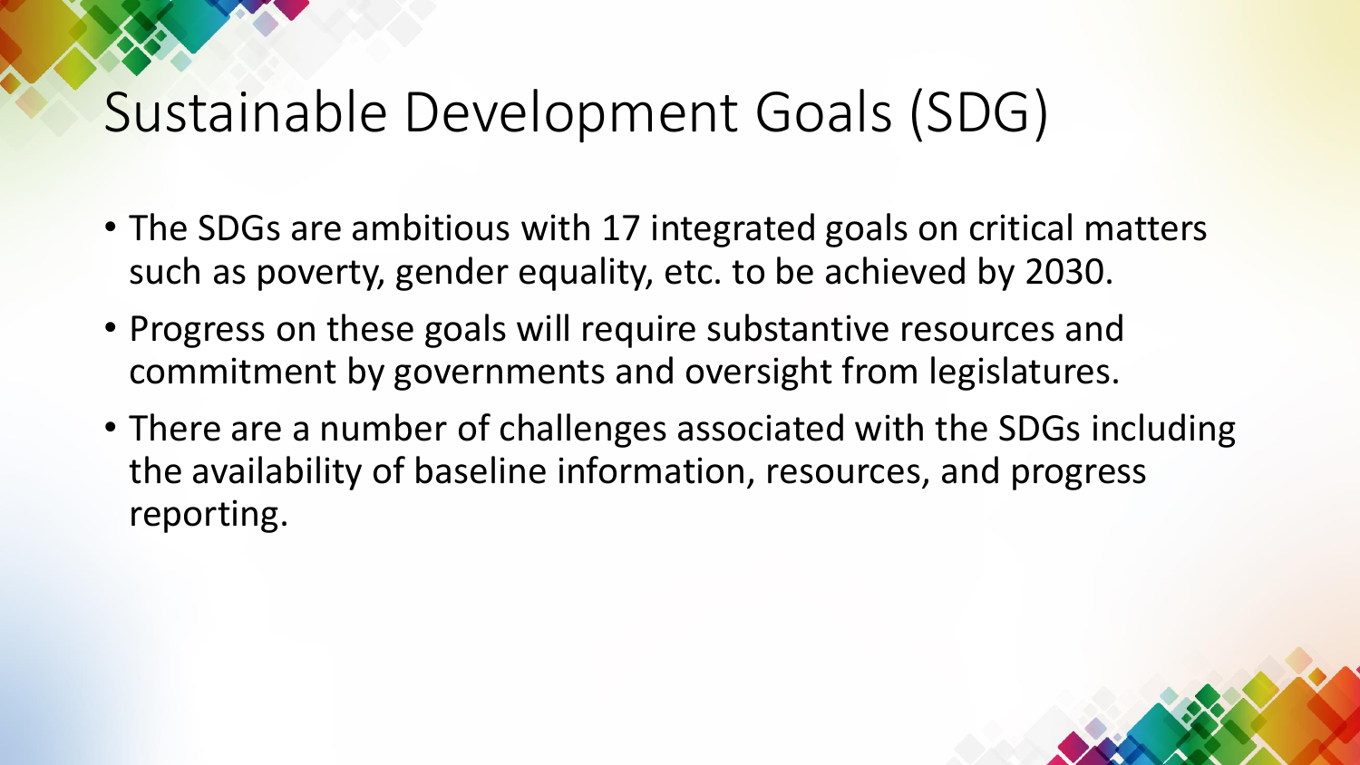# Sustainable Development Goals (SDG)

- The SDGs are ambitious with 17 integrated goals on critical matters such as poverty, gender equality, etc. to be achieved by 2030.
- Progress on these goals will require substantive resources and commitment by governments and oversight from legislatures.
- There are a number of challenges associated with the SDGs including the availability of baseline information, resources, and progress reporting.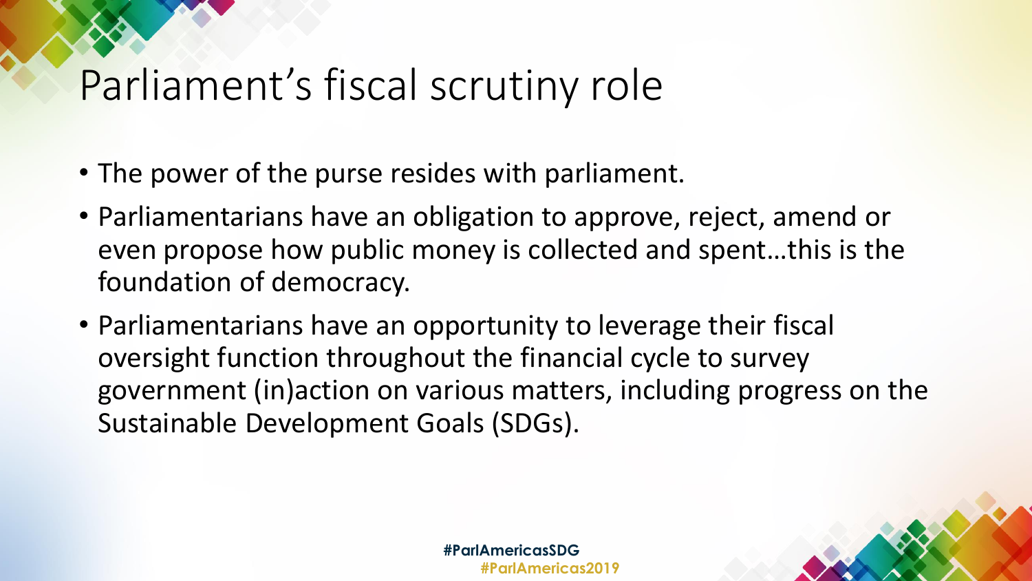# Parliament's fiscal scrutiny role

- The power of the purse resides with parliament.
- Parliamentarians have an obligation to approve, reject, amend or even propose how public money is collected and spent…this is the foundation of democracy.
- Parliamentarians have an opportunity to leverage their fiscal oversight function throughout the financial cycle to survey government (in)action on various matters, including progress on the Sustainable Development Goals (SDGs).

#ParlAmericasSDG
#ParlAmericas2019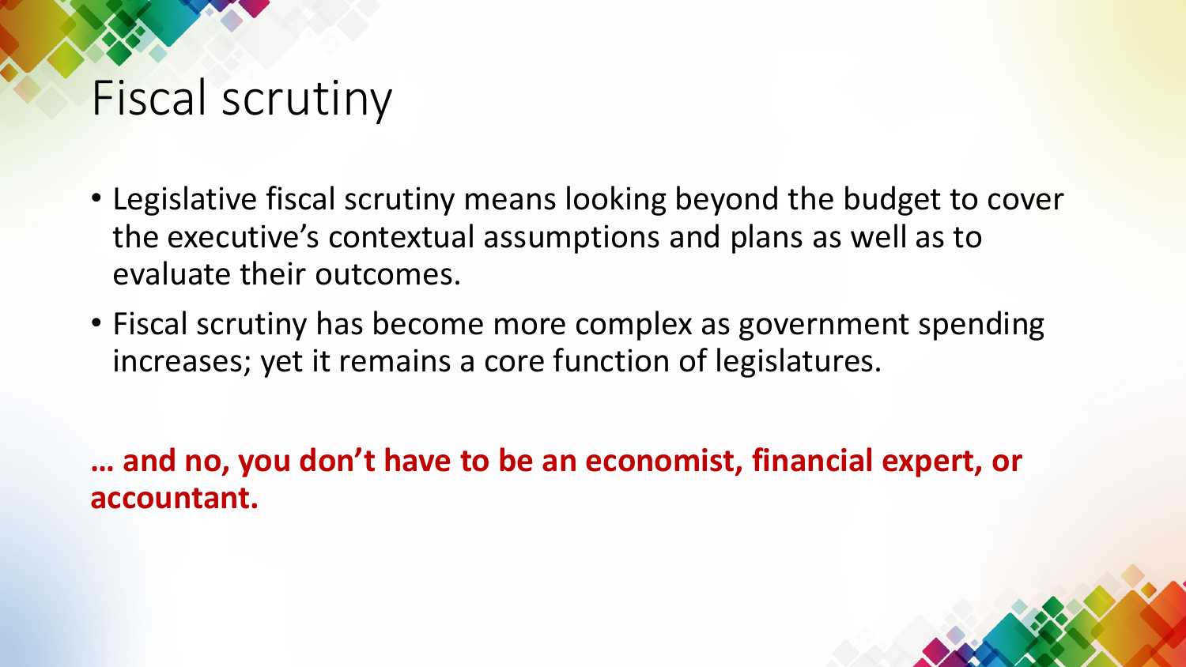# Fiscal scrutiny

- Legislative fiscal scrutiny means looking beyond the budget to cover the executive's contextual assumptions and plans as well as to evaluate their outcomes.
- Fiscal scrutiny has become more complex as government spending increases; yet it remains a core function of legislatures.

**… and no, you don't have to be an economist, financial expert, or accountant.**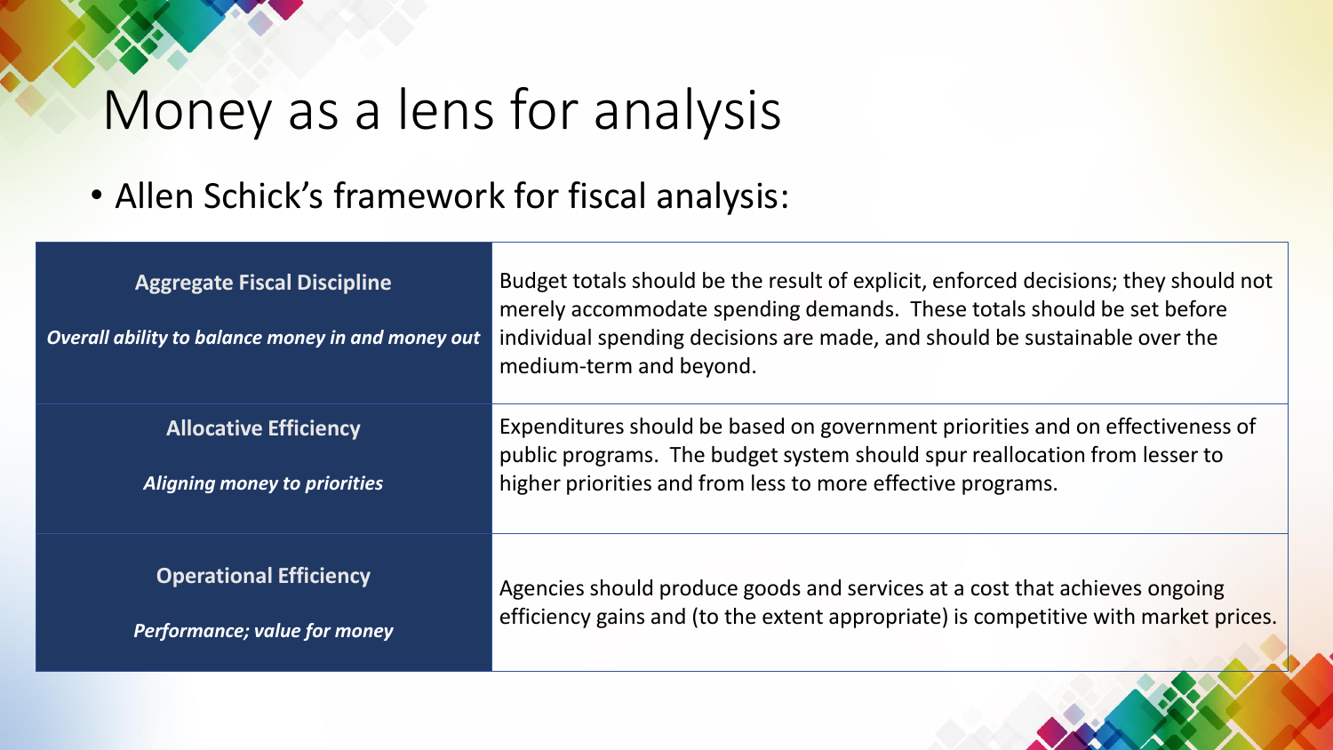# Money as a lens for analysis

- Allen Schick's framework for fiscal analysis:

| | |
|---|---|
| **Aggregate Fiscal Discipline**<br><br>***Overall ability to balance money in and money out*** | Budget totals should be the result of explicit, enforced decisions; they should not merely accommodate spending demands. These totals should be set before individual spending decisions are made, and should be sustainable over the medium-term and beyond. |
| **Allocative Efficiency**<br><br>***Aligning money to priorities*** | Expenditures should be based on government priorities and on effectiveness of public programs. The budget system should spur reallocation from lesser to higher priorities and from less to more effective programs. |
| **Operational Efficiency**<br><br>***Performance; value for money*** | Agencies should produce goods and services at a cost that achieves ongoing efficiency gains and (to the extent appropriate) is competitive with market prices. |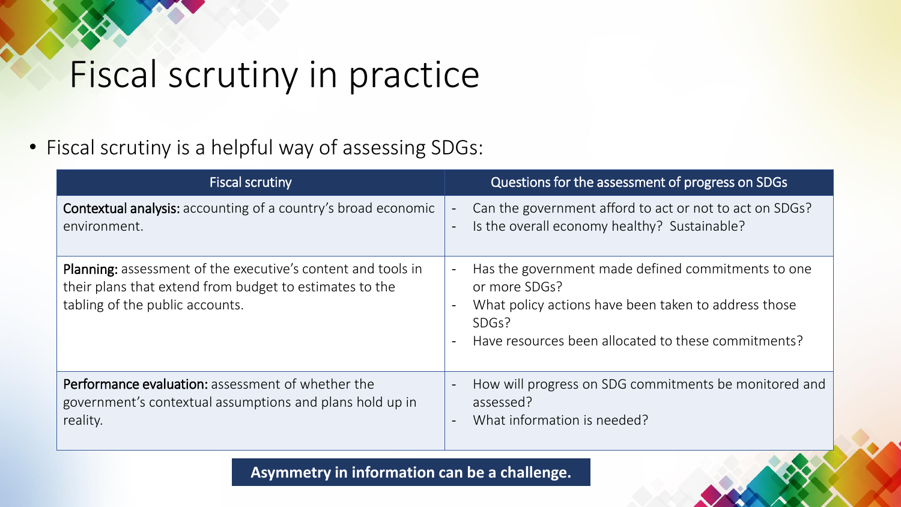# Fiscal scrutiny in practice

- Fiscal scrutiny is a helpful way of assessing SDGs:

| Fiscal scrutiny | Questions for the assessment of progress on SDGs |
|---|---|
| **Contextual analysis:** accounting of a country's broad economic environment. | - Can the government afford to act or not to act on SDGs?<br>- Is the overall economy healthy? Sustainable? |
| **Planning:** assessment of the executive's content and tools in their plans that extend from budget to estimates to the tabling of the public accounts. | - Has the government made defined commitments to one or more SDGs?<br>- What policy actions have been taken to address those SDGs?<br>- Have resources been allocated to these commitments? |
| **Performance evaluation:** assessment of whether the government's contextual assumptions and plans hold up in reality. | - How will progress on SDG commitments be monitored and assessed?<br>- What information is needed? |

**Asymmetry in information can be a challenge.**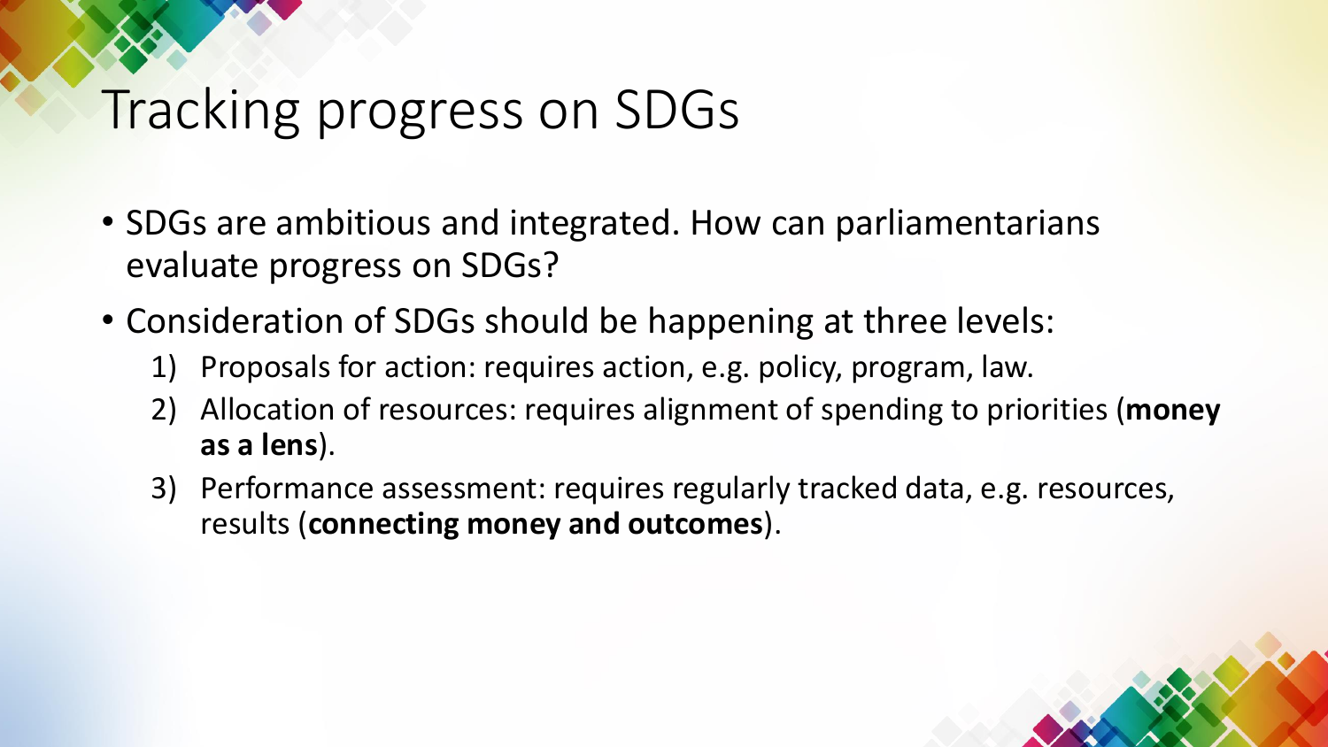# Tracking progress on SDGs

- SDGs are ambitious and integrated. How can parliamentarians evaluate progress on SDGs?
- Consideration of SDGs should be happening at three levels:
    1) Proposals for action: requires action, e.g. policy, program, law.
    2) Allocation of resources: requires alignment of spending to priorities (**money as a lens**).
    3) Performance assessment: requires regularly tracked data, e.g. resources, results (**connecting money and outcomes**).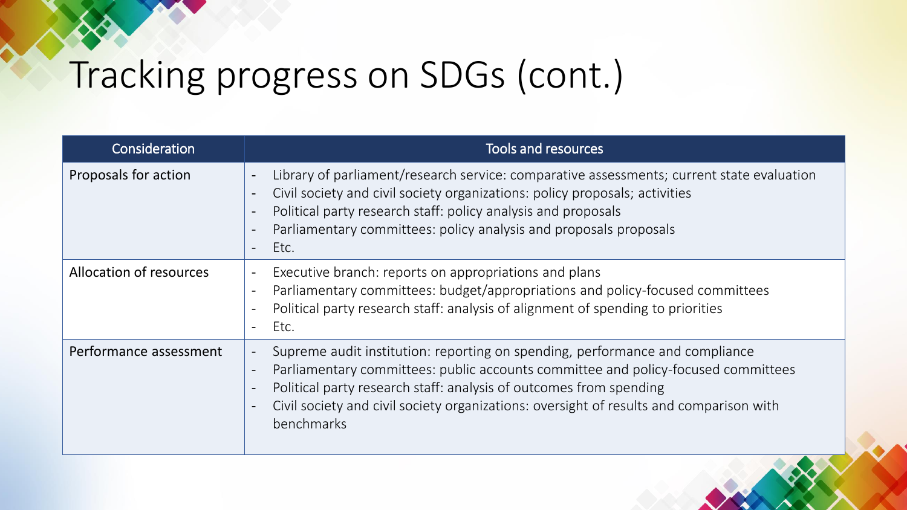# Tracking progress on SDGs (cont.)

| Consideration | Tools and resources |
|---|---|
| Proposals for action | - Library of parliament/research service: comparative assessments; current state evaluation<br>- Civil society and civil society organizations: policy proposals; activities<br>- Political party research staff: policy analysis and proposals<br>- Parliamentary committees: policy analysis and proposals proposals<br>- Etc. |
| Allocation of resources | - Executive branch: reports on appropriations and plans<br>- Parliamentary committees: budget/appropriations and policy-focused committees<br>- Political party research staff: analysis of alignment of spending to priorities<br>- Etc. |
| Performance assessment | - Supreme audit institution: reporting on spending, performance and compliance<br>- Parliamentary committees: public accounts committee and policy-focused committees<br>- Political party research staff: analysis of outcomes from spending<br>- Civil society and civil society organizations: oversight of results and comparison with benchmarks |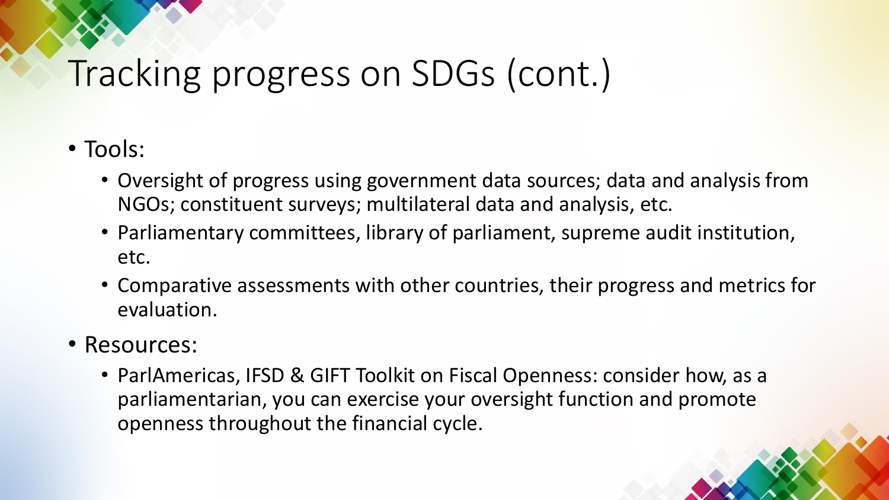# Tracking progress on SDGs (cont.)

- Tools:
  - Oversight of progress using government data sources; data and analysis from NGOs; constituent surveys; multilateral data and analysis, etc.
  - Parliamentary committees, library of parliament, supreme audit institution, etc.
  - Comparative assessments with other countries, their progress and metrics for evaluation.
- Resources:
  - ParlAmericas, IFSD & GIFT Toolkit on Fiscal Openness: consider how, as a parliamentarian, you can exercise your oversight function and promote openness throughout the financial cycle.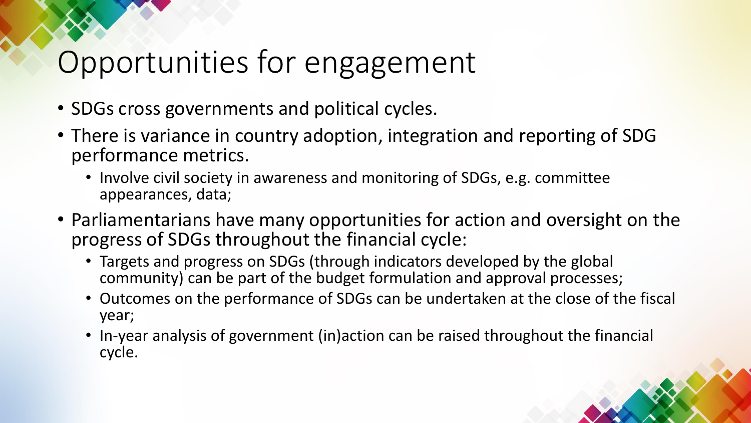# Opportunities for engagement

- SDGs cross governments and political cycles.
- There is variance in country adoption, integration and reporting of SDG performance metrics.
  - Involve civil society in awareness and monitoring of SDGs, e.g. committee appearances, data;
- Parliamentarians have many opportunities for action and oversight on the progress of SDGs throughout the financial cycle:
  - Targets and progress on SDGs (through indicators developed by the global community) can be part of the budget formulation and approval processes;
  - Outcomes on the performance of SDGs can be undertaken at the close of the fiscal year;
  - In-year analysis of government (in)action can be raised throughout the financial cycle.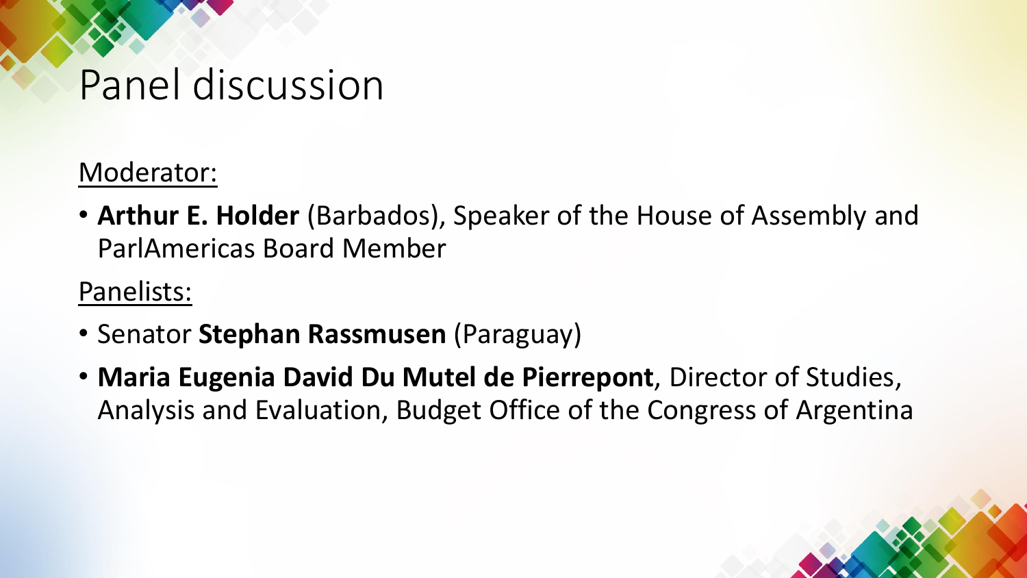# Panel discussion

Moderator:

- **Arthur E. Holder** (Barbados), Speaker of the House of Assembly and ParlAmericas Board Member

Panelists:

- Senator **Stephan Rassmusen** (Paraguay)
- **Maria Eugenia David Du Mutel de Pierrepont**, Director of Studies, Analysis and Evaluation, Budget Office of the Congress of Argentina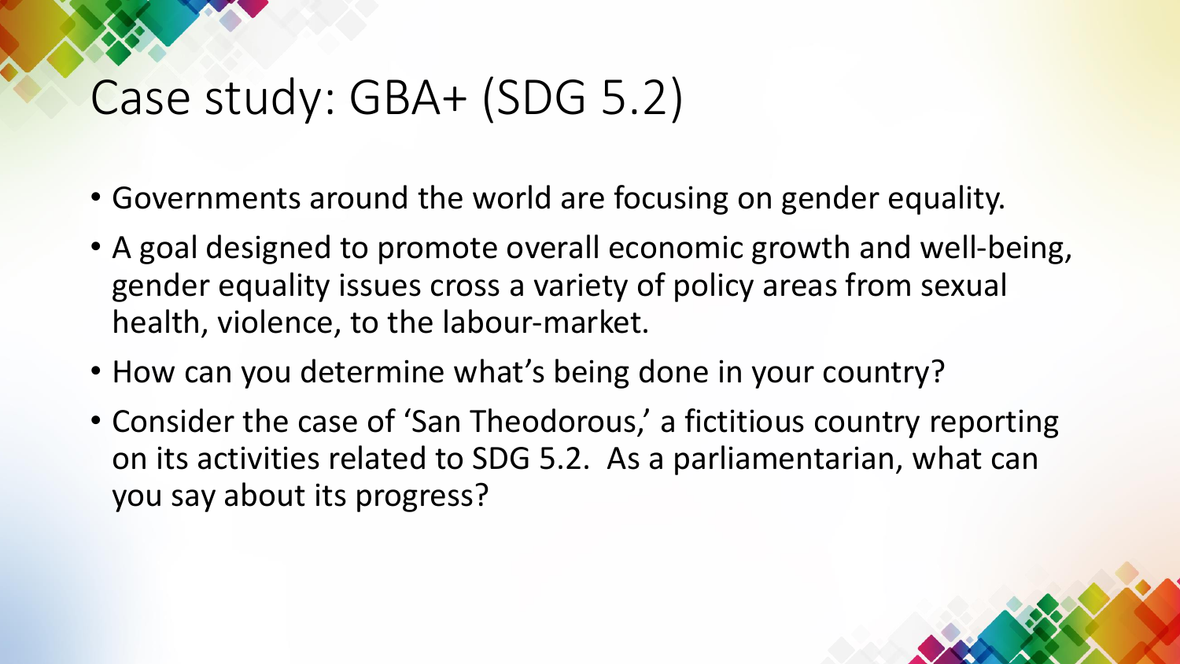# Case study: GBA+ (SDG 5.2)

- Governments around the world are focusing on gender equality.
- A goal designed to promote overall economic growth and well-being, gender equality issues cross a variety of policy areas from sexual health, violence, to the labour-market.
- How can you determine what's being done in your country?
- Consider the case of 'San Theodorous,' a fictitious country reporting on its activities related to SDG 5.2. As a parliamentarian, what can you say about its progress?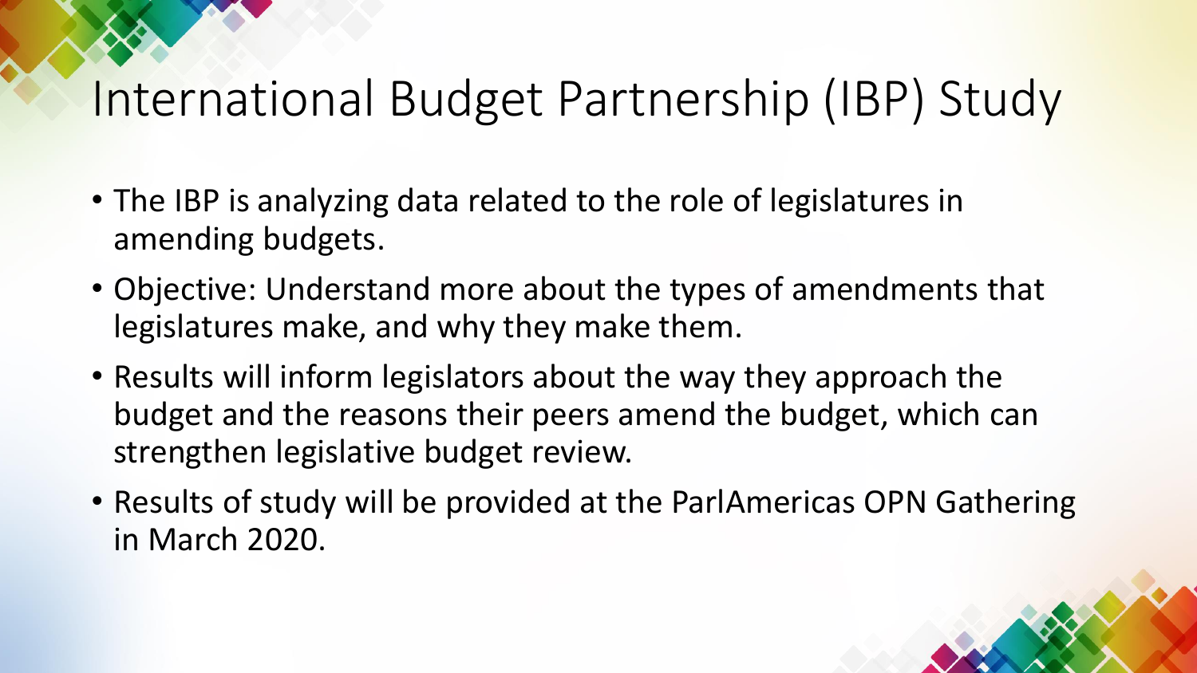# International Budget Partnership (IBP) Study

- The IBP is analyzing data related to the role of legislatures in amending budgets.
- Objective: Understand more about the types of amendments that legislatures make, and why they make them.
- Results will inform legislators about the way they approach the budget and the reasons their peers amend the budget, which can strengthen legislative budget review.
- Results of study will be provided at the ParlAmericas OPN Gathering in March 2020.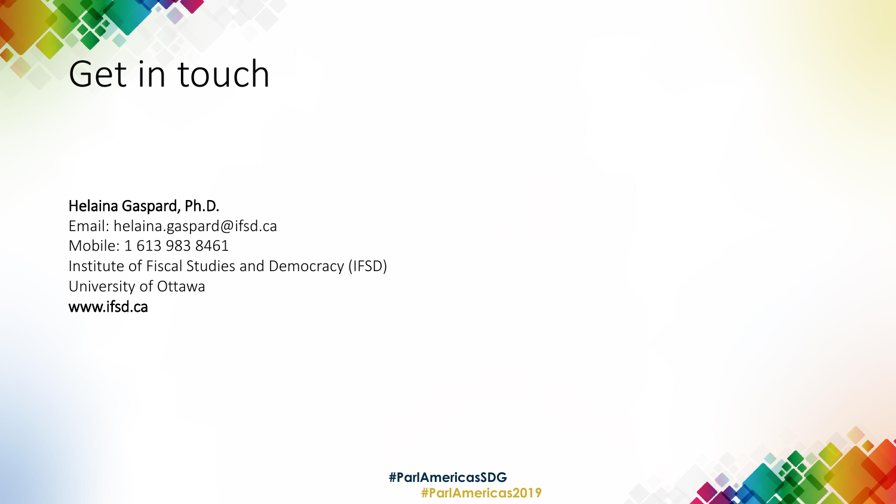# Get in touch

Helaina Gaspard, Ph.D.
Email: helaina.gaspard@ifsd.ca
Mobile: 1 613 983 8461
Institute of Fiscal Studies and Democracy (IFSD)
University of Ottawa
www.ifsd.ca

**#ParlAmericasSDG**
**#ParlAmericas2019**